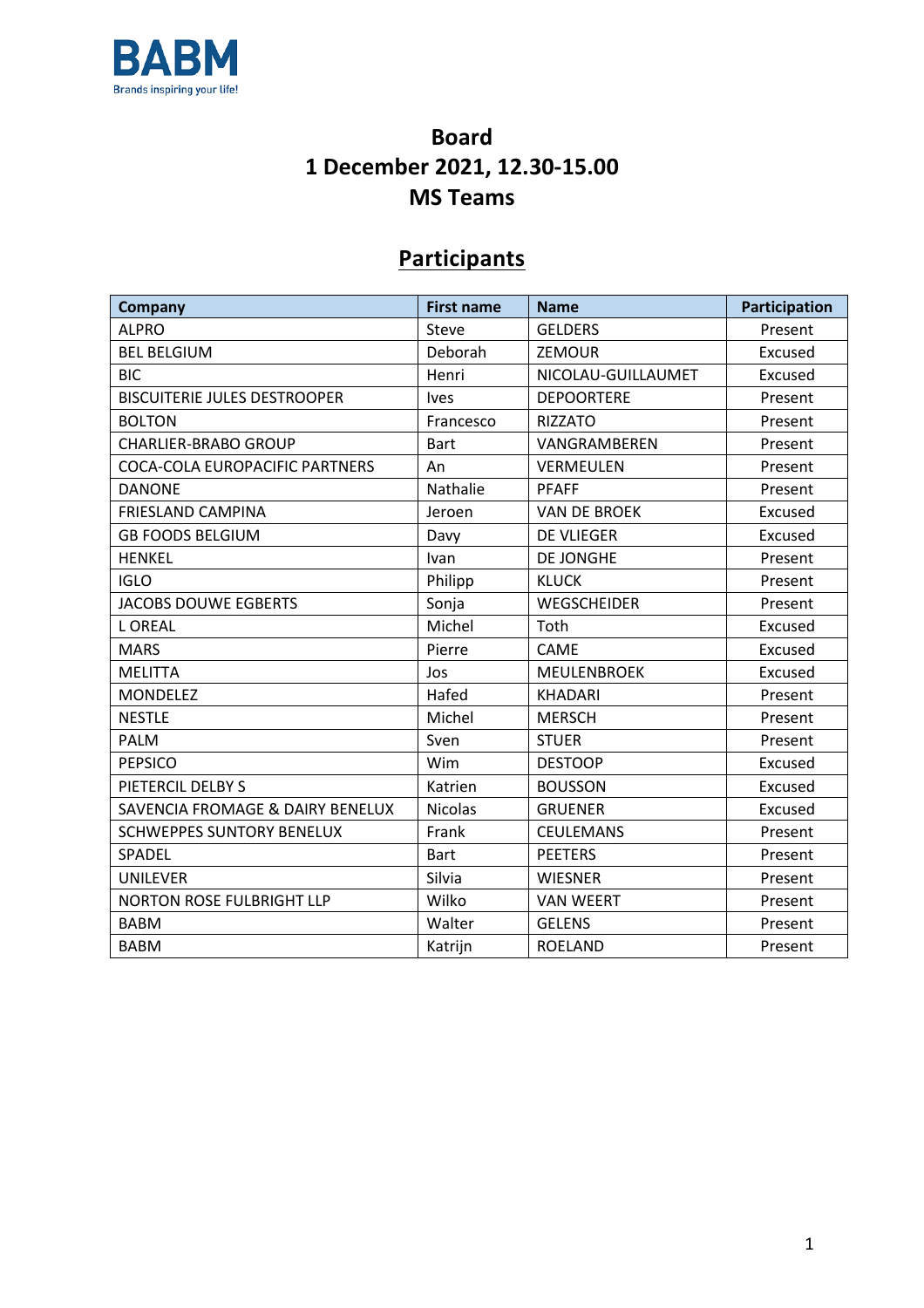BABM
Brands inspiring your life!

# Board
# 1 December 2021, 12.30-15.00
# MS Teams

## Participants

| Company | First name | Name | Participation |
|---|---|---|---|
| ALPRO | Steve | GELDERS | Present |
| BEL BELGIUM | Deborah | ZEMOUR | Excused |
| BIC | Henri | NICOLAU-GUILLAUMET | Excused |
| BISCUITERIE JULES DESTROOPER | Ives | DEPOORTERE | Present |
| BOLTON | Francesco | RIZZATO | Present |
| CHARLIER-BRABO GROUP | Bart | VANGRAMBEREN | Present |
| COCA-COLA EUROPACIFIC PARTNERS | An | VERMEULEN | Present |
| DANONE | Nathalie | PFAFF | Present |
| FRIESLAND CAMPINA | Jeroen | VAN DE BROEK | Excused |
| GB FOODS BELGIUM | Davy | DE VLIEGER | Excused |
| HENKEL | Ivan | DE JONGHE | Present |
| IGLO | Philipp | KLUCK | Present |
| JACOBS DOUWE EGBERTS | Sonja | WEGSCHEIDER | Present |
| L OREAL | Michel | Toth | Excused |
| MARS | Pierre | CAME | Excused |
| MELITTA | Jos | MEULENBROEK | Excused |
| MONDELEZ | Hafed | KHADARI | Present |
| NESTLE | Michel | MERSCH | Present |
| PALM | Sven | STUER | Present |
| PEPSICO | Wim | DESTOOP | Excused |
| PIETERCIL DELBY S | Katrien | BOUSSON | Excused |
| SAVENCIA FROMAGE & DAIRY BENELUX | Nicolas | GRUENER | Excused |
| SCHWEPPES SUNTORY BENELUX | Frank | CEULEMANS | Present |
| SPADEL | Bart | PEETERS | Present |
| UNILEVER | Silvia | WIESNER | Present |
| NORTON ROSE FULBRIGHT LLP | Wilko | VAN WEERT | Present |
| BABM | Walter | GELENS | Present |
| BABM | Katrijn | ROELAND | Present |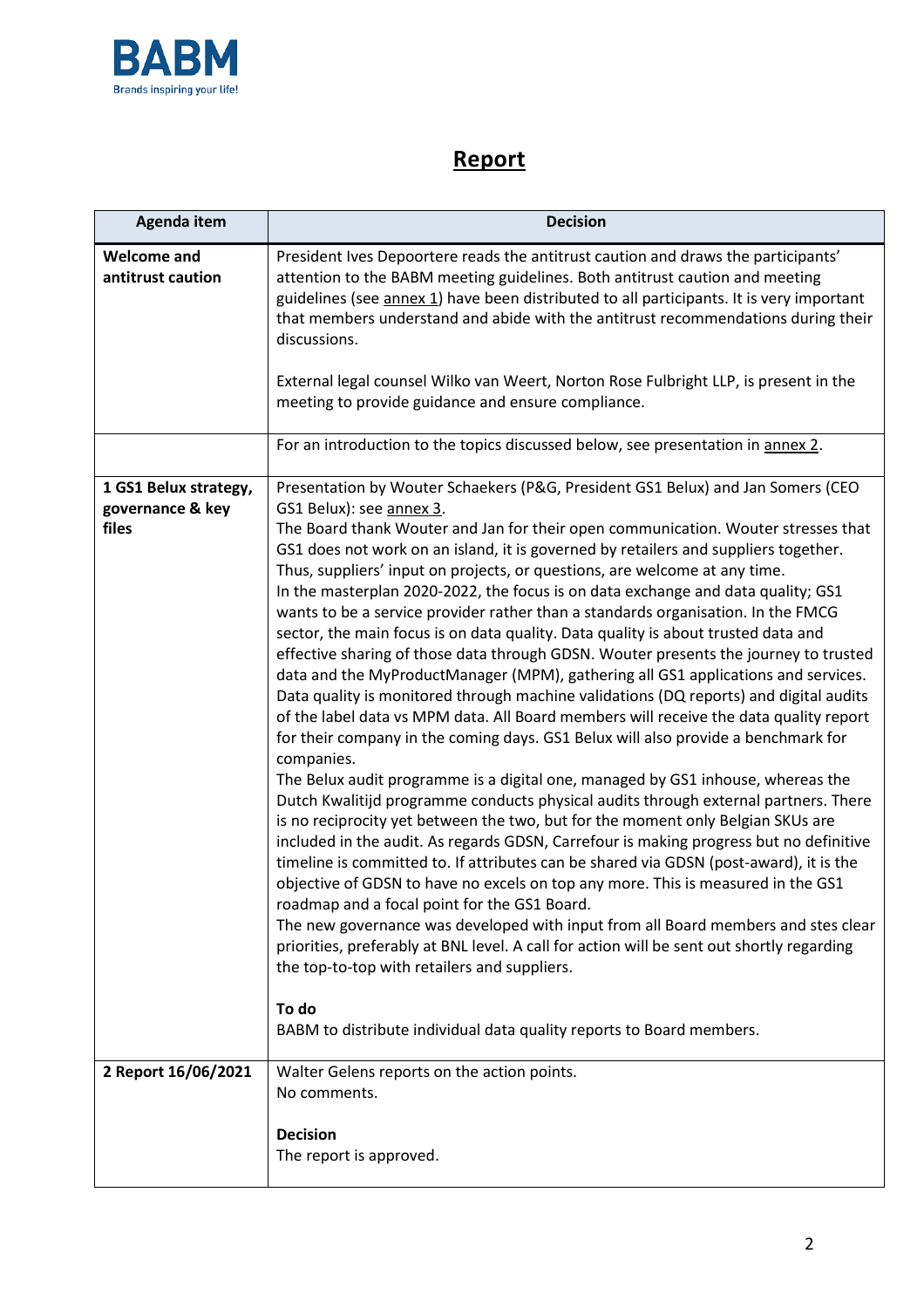# Report

| Agenda item | Decision |
|---|---|
| **Welcome and antitrust caution** | President Ives Depoortere reads the antitrust caution and draws the participants' attention to the BABM meeting guidelines. Both antitrust caution and meeting guidelines (see annex 1) have been distributed to all participants. It is very important that members understand and abide with the antitrust recommendations during their discussions.<br><br>External legal counsel Wilko van Weert, Norton Rose Fulbright LLP, is present in the meeting to provide guidance and ensure compliance. |
| | For an introduction to the topics discussed below, see presentation in annex 2. |
| **1 GS1 Belux strategy, governance & key files** | Presentation by Wouter Schaekers (P&G, President GS1 Belux) and Jan Somers (CEO GS1 Belux): see annex 3.<br>The Board thank Wouter and Jan for their open communication. Wouter stresses that GS1 does not work on an island, it is governed by retailers and suppliers together. Thus, suppliers' input on projects, or questions, are welcome at any time.<br>In the masterplan 2020-2022, the focus is on data exchange and data quality; GS1 wants to be a service provider rather than a standards organisation. In the FMCG sector, the main focus is on data quality. Data quality is about trusted data and effective sharing of those data through GDSN. Wouter presents the journey to trusted data and the MyProductManager (MPM), gathering all GS1 applications and services. Data quality is monitored through machine validations (DQ reports) and digital audits of the label data vs MPM data. All Board members will receive the data quality report for their company in the coming days. GS1 Belux will also provide a benchmark for companies.<br>The Belux audit programme is a digital one, managed by GS1 inhouse, whereas the Dutch Kwalitijd programme conducts physical audits through external partners. There is no reciprocity yet between the two, but for the moment only Belgian SKUs are included in the audit. As regards GDSN, Carrefour is making progress but no definitive timeline is committed to. If attributes can be shared via GDSN (post-award), it is the objective of GDSN to have no excels on top any more. This is measured in the GS1 roadmap and a focal point for the GS1 Board.<br>The new governance was developed with input from all Board members and stes clear priorities, preferably at BNL level. A call for action will be sent out shortly regarding the top-to-top with retailers and suppliers.<br><br>**To do**<br>BABM to distribute individual data quality reports to Board members. |
| **2 Report 16/06/2021** | Walter Gelens reports on the action points.<br>No comments.<br><br>**Decision**<br>The report is approved. |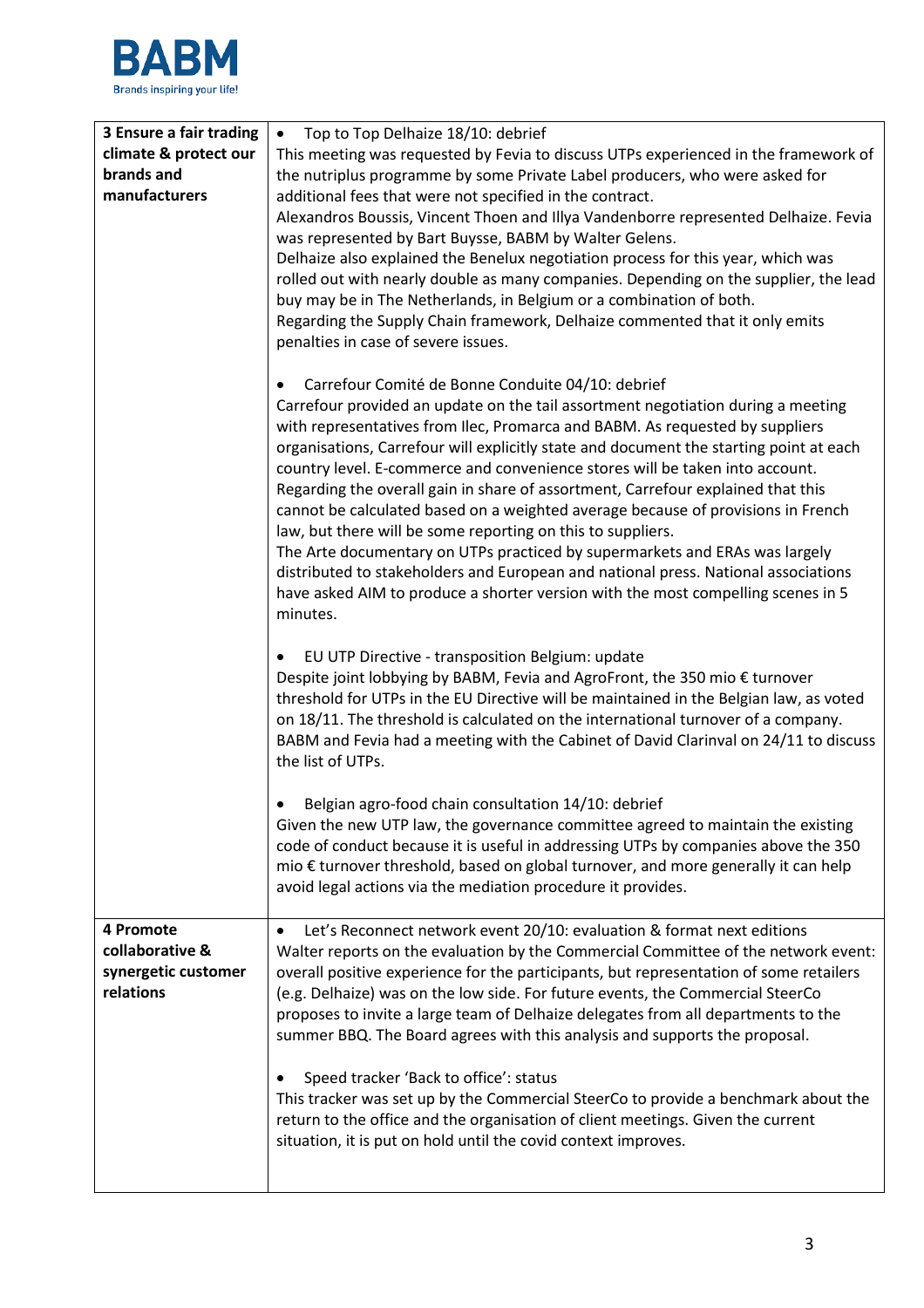| | |
|---|---|
| **3 Ensure a fair trading climate & protect our brands and manufacturers** | • Top to Top Delhaize 18/10: debrief<br>This meeting was requested by Fevia to discuss UTPs experienced in the framework of the nutriplus programme by some Private Label producers, who were asked for additional fees that were not specified in the contract.<br>Alexandros Boussis, Vincent Thoen and Illya Vandenborre represented Delhaize. Fevia was represented by Bart Buysse, BABM by Walter Gelens.<br>Delhaize also explained the Benelux negotiation process for this year, which was rolled out with nearly double as many companies. Depending on the supplier, the lead buy may be in The Netherlands, in Belgium or a combination of both.<br>Regarding the Supply Chain framework, Delhaize commented that it only emits penalties in case of severe issues.<br><br>• Carrefour Comité de Bonne Conduite 04/10: debrief<br>Carrefour provided an update on the tail assortment negotiation during a meeting with representatives from Ilec, Promarca and BABM. As requested by suppliers organisations, Carrefour will explicitly state and document the starting point at each country level. E-commerce and convenience stores will be taken into account.<br>Regarding the overall gain in share of assortment, Carrefour explained that this cannot be calculated based on a weighted average because of provisions in French law, but there will be some reporting on this to suppliers.<br>The Arte documentary on UTPs practiced by supermarkets and ERAs was largely distributed to stakeholders and European and national press. National associations have asked AIM to produce a shorter version with the most compelling scenes in 5 minutes.<br><br>• EU UTP Directive - transposition Belgium: update<br>Despite joint lobbying by BABM, Fevia and AgroFront, the 350 mio € turnover threshold for UTPs in the EU Directive will be maintained in the Belgian law, as voted on 18/11. The threshold is calculated on the international turnover of a company. BABM and Fevia had a meeting with the Cabinet of David Clarinval on 24/11 to discuss the list of UTPs.<br><br>• Belgian agro-food chain consultation 14/10: debrief<br>Given the new UTP law, the governance committee agreed to maintain the existing code of conduct because it is useful in addressing UTPs by companies above the 350 mio € turnover threshold, based on global turnover, and more generally it can help avoid legal actions via the mediation procedure it provides. |
| **4 Promote collaborative & synergetic customer relations** | • Let's Reconnect network event 20/10: evaluation & format next editions<br>Walter reports on the evaluation by the Commercial Committee of the network event: overall positive experience for the participants, but representation of some retailers (e.g. Delhaize) was on the low side. For future events, the Commercial SteerCo proposes to invite a large team of Delhaize delegates from all departments to the summer BBQ. The Board agrees with this analysis and supports the proposal.<br><br>• Speed tracker 'Back to office': status<br>This tracker was set up by the Commercial SteerCo to provide a benchmark about the return to the office and the organisation of client meetings. Given the current situation, it is put on hold until the covid context improves. |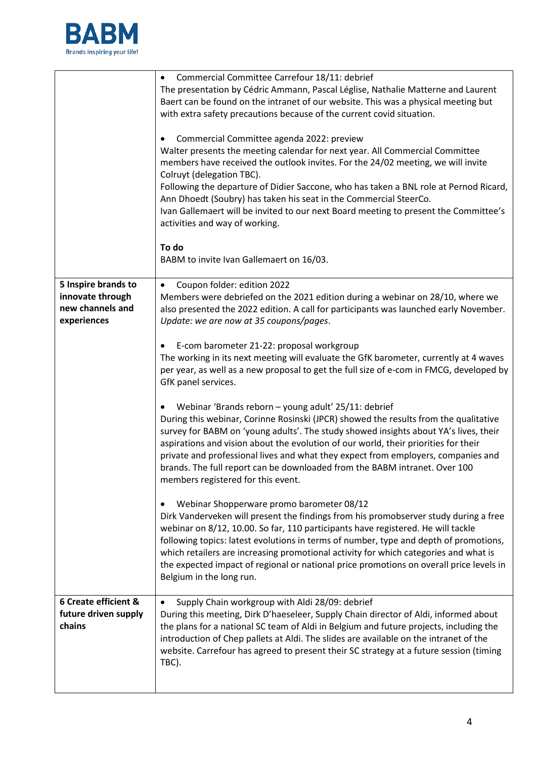| | |
|---|---|
| | • Commercial Committee Carrefour 18/11: debrief<br>The presentation by Cédric Ammann, Pascal Léglise, Nathalie Matterne and Laurent Baert can be found on the intranet of our website. This was a physical meeting but with extra safety precautions because of the current covid situation.<br><br>• Commercial Committee agenda 2022: preview<br>Walter presents the meeting calendar for next year. All Commercial Committee members have received the outlook invites. For the 24/02 meeting, we will invite Colruyt (delegation TBC).<br>Following the departure of Didier Saccone, who has taken a BNL role at Pernod Ricard, Ann Dhoedt (Soubry) has taken his seat in the Commercial SteerCo.<br>Ivan Gallemaert will be invited to our next Board meeting to present the Committee's activities and way of working.<br><br>**To do**<br>BABM to invite Ivan Gallemaert on 16/03. |
| **5 Inspire brands to innovate through new channels and experiences** | • Coupon folder: edition 2022<br>Members were debriefed on the 2021 edition during a webinar on 28/10, where we also presented the 2022 edition. A call for participants was launched early November.<br>*Update: we are now at 35 coupons/pages.*<br><br>• E-com barometer 21-22: proposal workgroup<br>The working in its next meeting will evaluate the GfK barometer, currently at 4 waves per year, as well as a new proposal to get the full size of e-com in FMCG, developed by GfK panel services.<br><br>• Webinar 'Brands reborn – young adult' 25/11: debrief<br>During this webinar, Corinne Rosinski (JPCR) showed the results from the qualitative survey for BABM on 'young adults'. The study showed insights about YA's lives, their aspirations and vision about the evolution of our world, their priorities for their private and professional lives and what they expect from employers, companies and brands. The full report can be downloaded from the BABM intranet. Over 100 members registered for this event.<br><br>• Webinar Shopperware promo barometer 08/12<br>Dirk Vanderveken will present the findings from his promobserver study during a free webinar on 8/12, 10.00. So far, 110 participants have registered. He will tackle following topics: latest evolutions in terms of number, type and depth of promotions, which retailers are increasing promotional activity for which categories and what is the expected impact of regional or national price promotions on overall price levels in Belgium in the long run. |
| **6 Create efficient & future driven supply chains** | • Supply Chain workgroup with Aldi 28/09: debrief<br>During this meeting, Dirk D'haeseleer, Supply Chain director of Aldi, informed about the plans for a national SC team of Aldi in Belgium and future projects, including the introduction of Chep pallets at Aldi. The slides are available on the intranet of the website. Carrefour has agreed to present their SC strategy at a future session (timing TBC). |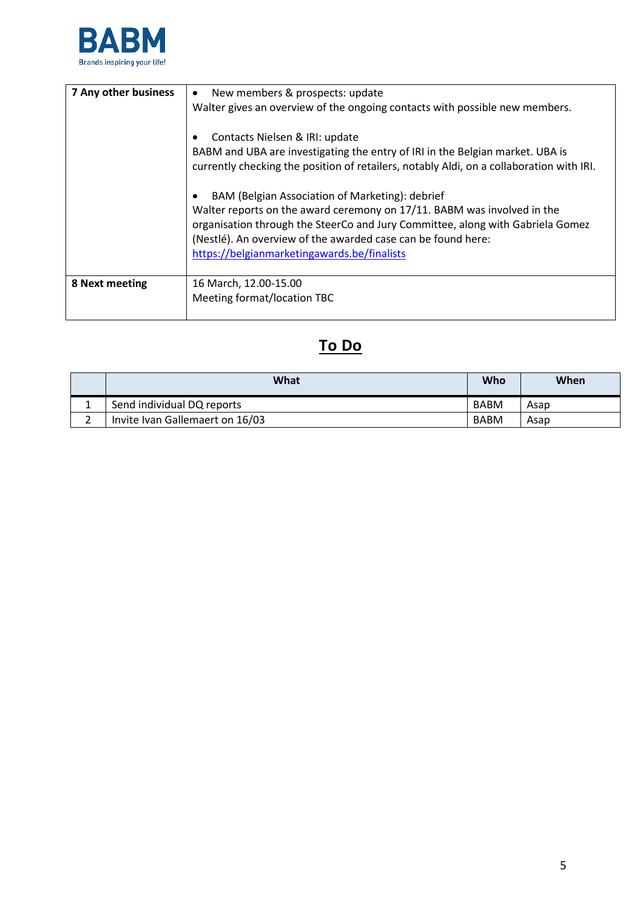| | |
|---|---|
| **7 Any other business** | • New members & prospects: update<br>Walter gives an overview of the ongoing contacts with possible new members.<br><br>• Contacts Nielsen & IRI: update<br>BABM and UBA are investigating the entry of IRI in the Belgian market. UBA is currently checking the position of retailers, notably Aldi, on a collaboration with IRI.<br><br>• BAM (Belgian Association of Marketing): debrief<br>Walter reports on the award ceremony on 17/11. BABM was involved in the organisation through the SteerCo and Jury Committee, along with Gabriela Gomez (Nestlé). An overview of the awarded case can be found here:<br>https://belgianmarketingawards.be/finalists |
| **8 Next meeting** | 16 March, 12.00-15.00<br>Meeting format/location TBC |

## To Do

| | What | Who | When |
|---|---|---|---|
| 1 | Send individual DQ reports | BABM | Asap |
| 2 | Invite Ivan Gallemaert on 16/03 | BABM | Asap |